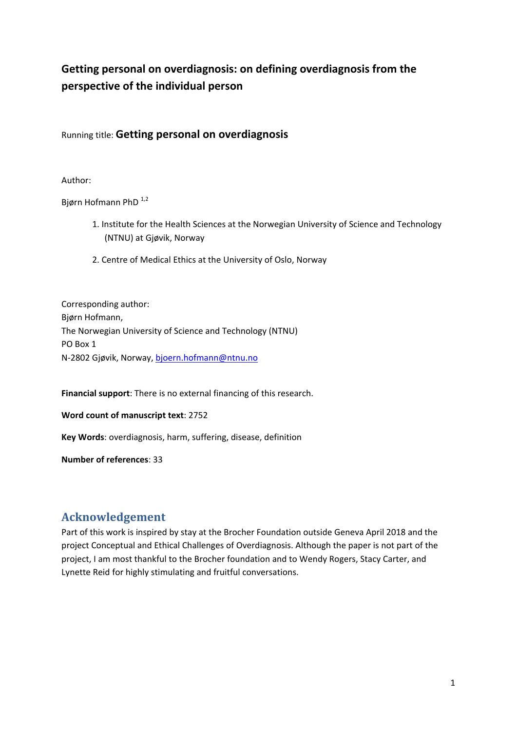# Getting personal on overdiagnosis: on defining overdiagnosis from the perspective of the individual person

Running title: **Getting personal on overdiagnosis**

Author:

Bjørn Hofmann PhD [1,2]

1. Institute for the Health Sciences at the Norwegian University of Science and Technology (NTNU) at Gjøvik, Norway
2. Centre of Medical Ethics at the University of Oslo, Norway

Corresponding author:
Bjørn Hofmann,
The Norwegian University of Science and Technology (NTNU)
PO Box 1
N-2802 Gjøvik, Norway, bjoern.hofmann@ntnu.no

**Financial support**: There is no external financing of this research.

**Word count of manuscript text**: 2752

**Key Words**: overdiagnosis, harm, suffering, disease, definition

**Number of references**: 33

## Acknowledgement

Part of this work is inspired by stay at the Brocher Foundation outside Geneva April 2018 and the project Conceptual and Ethical Challenges of Overdiagnosis. Although the paper is not part of the project, I am most thankful to the Brocher foundation and to Wendy Rogers, Stacy Carter, and Lynette Reid for highly stimulating and fruitful conversations.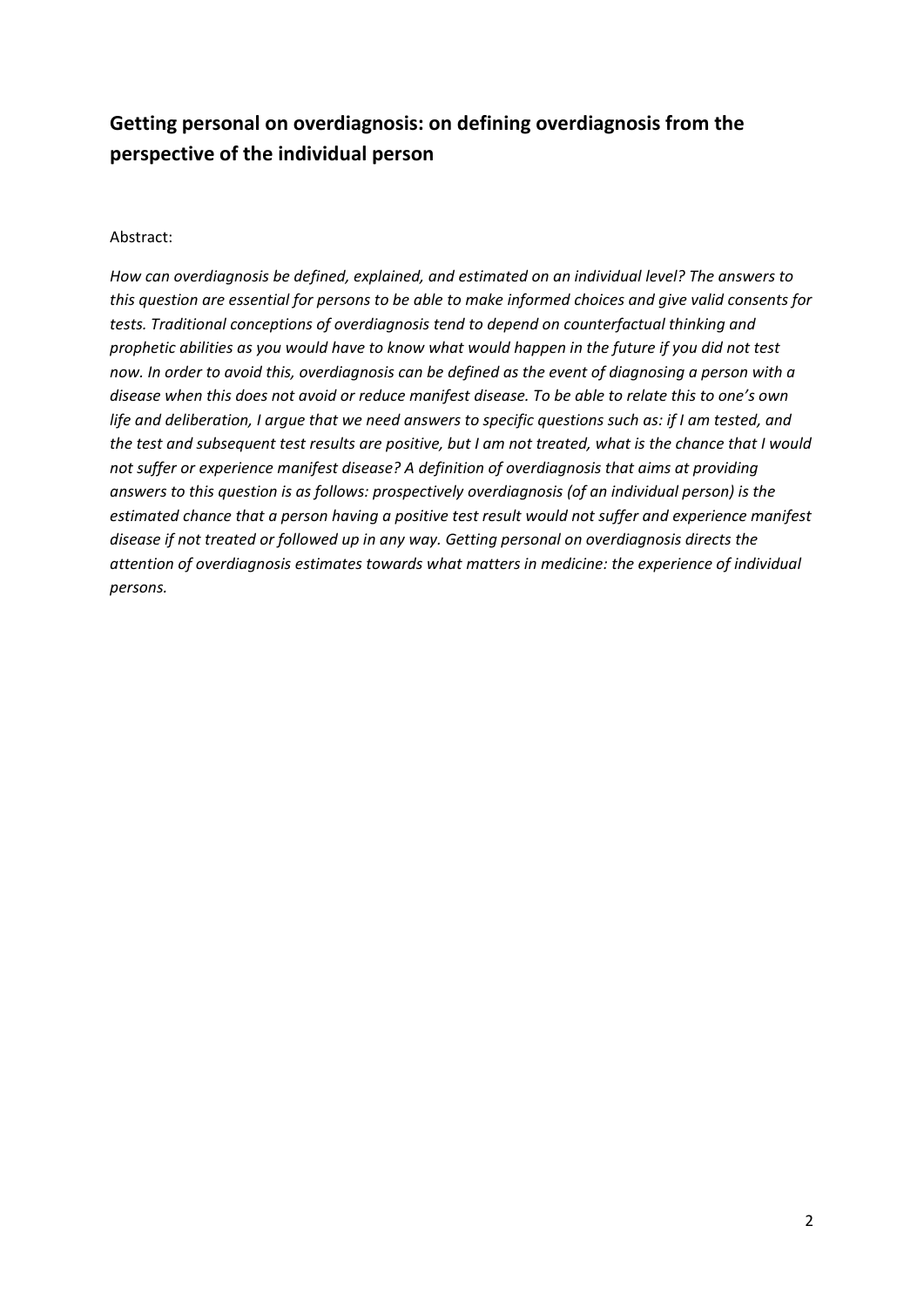## Getting personal on overdiagnosis: on defining overdiagnosis from the perspective of the individual person

Abstract:

*How can overdiagnosis be defined, explained, and estimated on an individual level? The answers to this question are essential for persons to be able to make informed choices and give valid consents for tests. Traditional conceptions of overdiagnosis tend to depend on counterfactual thinking and prophetic abilities as you would have to know what would happen in the future if you did not test now. In order to avoid this, overdiagnosis can be defined as the event of diagnosing a person with a disease when this does not avoid or reduce manifest disease. To be able to relate this to one's own life and deliberation, I argue that we need answers to specific questions such as: if I am tested, and the test and subsequent test results are positive, but I am not treated, what is the chance that I would not suffer or experience manifest disease? A definition of overdiagnosis that aims at providing answers to this question is as follows: prospectively overdiagnosis (of an individual person) is the estimated chance that a person having a positive test result would not suffer and experience manifest disease if not treated or followed up in any way. Getting personal on overdiagnosis directs the attention of overdiagnosis estimates towards what matters in medicine: the experience of individual persons.*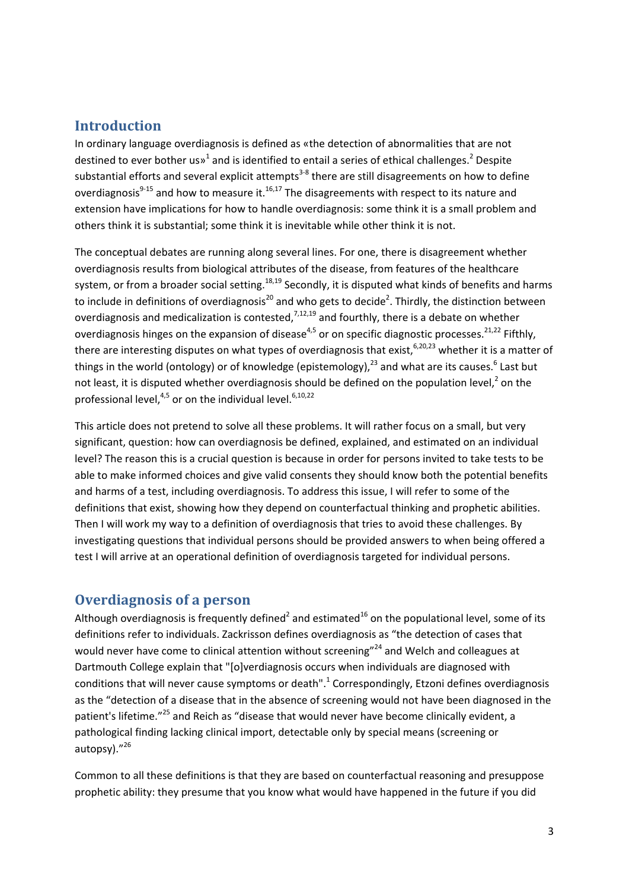## Introduction

In ordinary language overdiagnosis is defined as «the detection of abnormalities that are not destined to ever bother us»[1] and is identified to entail a series of ethical challenges.[2] Despite substantial efforts and several explicit attempts[3-8] there are still disagreements on how to define overdiagnosis[9-15] and how to measure it.[16,17] The disagreements with respect to its nature and extension have implications for how to handle overdiagnosis: some think it is a small problem and others think it is substantial; some think it is inevitable while other think it is not.

The conceptual debates are running along several lines. For one, there is disagreement whether overdiagnosis results from biological attributes of the disease, from features of the healthcare system, or from a broader social setting.[18,19] Secondly, it is disputed what kinds of benefits and harms to include in definitions of overdiagnosis[20] and who gets to decide[2]. Thirdly, the distinction between overdiagnosis and medicalization is contested,[7,12,19] and fourthly, there is a debate on whether overdiagnosis hinges on the expansion of disease[4,5] or on specific diagnostic processes.[21,22] Fifthly, there are interesting disputes on what types of overdiagnosis that exist,[6,20,23] whether it is a matter of things in the world (ontology) or of knowledge (epistemology),[23] and what are its causes.[6] Last but not least, it is disputed whether overdiagnosis should be defined on the population level,[2] on the professional level,[4,5] or on the individual level.[6,10,22]

This article does not pretend to solve all these problems. It will rather focus on a small, but very significant, question: how can overdiagnosis be defined, explained, and estimated on an individual level? The reason this is a crucial question is because in order for persons invited to take tests to be able to make informed choices and give valid consents they should know both the potential benefits and harms of a test, including overdiagnosis. To address this issue, I will refer to some of the definitions that exist, showing how they depend on counterfactual thinking and prophetic abilities. Then I will work my way to a definition of overdiagnosis that tries to avoid these challenges. By investigating questions that individual persons should be provided answers to when being offered a test I will arrive at an operational definition of overdiagnosis targeted for individual persons.

## Overdiagnosis of a person

Although overdiagnosis is frequently defined[2] and estimated[16] on the populational level, some of its definitions refer to individuals. Zackrisson defines overdiagnosis as "the detection of cases that would never have come to clinical attention without screening"[24] and Welch and colleagues at Dartmouth College explain that "[o]verdiagnosis occurs when individuals are diagnosed with conditions that will never cause symptoms or death".[1] Correspondingly, Etzoni defines overdiagnosis as the "detection of a disease that in the absence of screening would not have been diagnosed in the patient's lifetime."[25] and Reich as "disease that would never have become clinically evident, a pathological finding lacking clinical import, detectable only by special means (screening or autopsy)."[26]

Common to all these definitions is that they are based on counterfactual reasoning and presuppose prophetic ability: they presume that you know what would have happened in the future if you did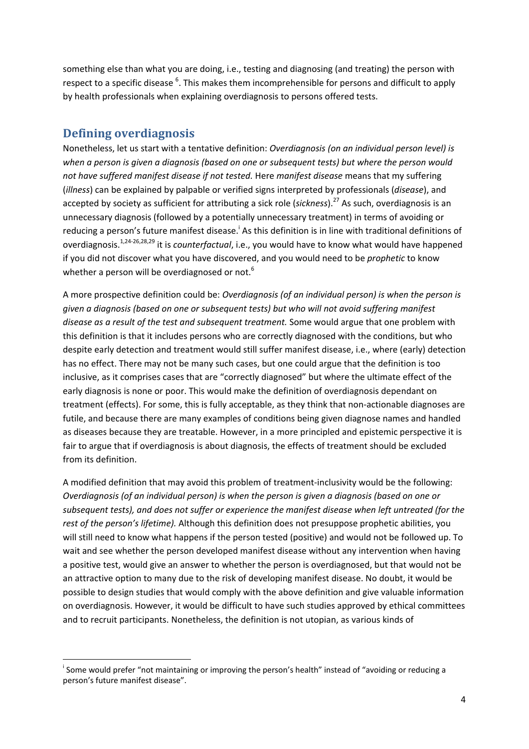something else than what you are doing, i.e., testing and diagnosing (and treating) the person with respect to a specific disease [6]. This makes them incomprehensible for persons and difficult to apply by health professionals when explaining overdiagnosis to persons offered tests.

## Defining overdiagnosis

Nonetheless, let us start with a tentative definition: *Overdiagnosis (on an individual person level) is when a person is given a diagnosis (based on one or subsequent tests) but where the person would not have suffered manifest disease if not tested.* Here *manifest disease* means that my suffering (*illness*) can be explained by palpable or verified signs interpreted by professionals (*disease*), and accepted by society as sufficient for attributing a sick role (*sickness*).[27] As such, overdiagnosis is an unnecessary diagnosis (followed by a potentially unnecessary treatment) in terms of avoiding or reducing a person's future manifest disease.[i] As this definition is in line with traditional definitions of overdiagnosis.[1,24-26,28,29] it is *counterfactual*, i.e., you would have to know what would have happened if you did not discover what you have discovered, and you would need to be *prophetic* to know whether a person will be overdiagnosed or not.[6]

A more prospective definition could be: *Overdiagnosis (of an individual person) is when the person is given a diagnosis (based on one or subsequent tests) but who will not avoid suffering manifest disease as a result of the test and subsequent treatment.* Some would argue that one problem with this definition is that it includes persons who are correctly diagnosed with the conditions, but who despite early detection and treatment would still suffer manifest disease, i.e., where (early) detection has no effect. There may not be many such cases, but one could argue that the definition is too inclusive, as it comprises cases that are "correctly diagnosed" but where the ultimate effect of the early diagnosis is none or poor. This would make the definition of overdiagnosis dependant on treatment (effects). For some, this is fully acceptable, as they think that non-actionable diagnoses are futile, and because there are many examples of conditions being given diagnose names and handled as diseases because they are treatable. However, in a more principled and epistemic perspective it is fair to argue that if overdiagnosis is about diagnosis, the effects of treatment should be excluded from its definition.

A modified definition that may avoid this problem of treatment-inclusivity would be the following: *Overdiagnosis (of an individual person) is when the person is given a diagnosis (based on one or subsequent tests), and does not suffer or experience the manifest disease when left untreated (for the rest of the person's lifetime).* Although this definition does not presuppose prophetic abilities, you will still need to know what happens if the person tested (positive) and would not be followed up. To wait and see whether the person developed manifest disease without any intervention when having a positive test, would give an answer to whether the person is overdiagnosed, but that would not be an attractive option to many due to the risk of developing manifest disease. No doubt, it would be possible to design studies that would comply with the above definition and give valuable information on overdiagnosis. However, it would be difficult to have such studies approved by ethical committees and to recruit participants. Nonetheless, the definition is not utopian, as various kinds of

---

[i] Some would prefer "not maintaining or improving the person's health" instead of "avoiding or reducing a person's future manifest disease".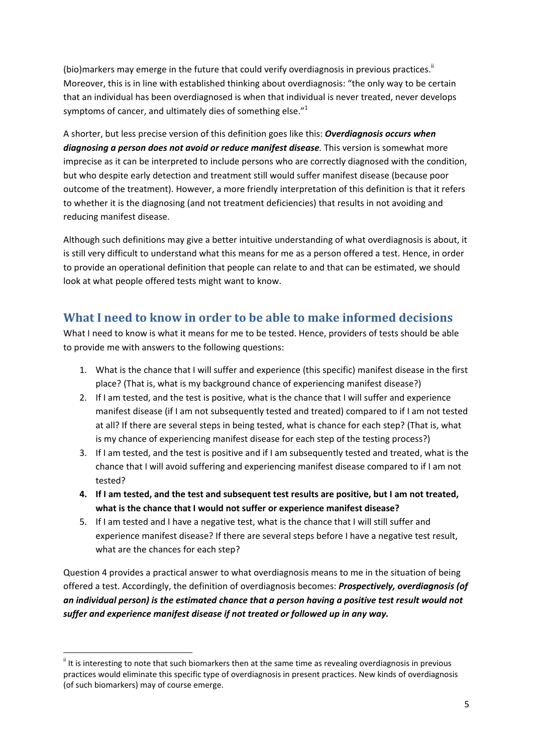(bio)markers may emerge in the future that could verify overdiagnosis in previous practices.[ii] Moreover, this is in line with established thinking about overdiagnosis: "the only way to be certain that an individual has been overdiagnosed is when that individual is never treated, never develops symptoms of cancer, and ultimately dies of something else."[1]

A shorter, but less precise version of this definition goes like this: ***Overdiagnosis occurs when diagnosing a person does not avoid or reduce manifest disease.*** This version is somewhat more imprecise as it can be interpreted to include persons who are correctly diagnosed with the condition, but who despite early detection and treatment still would suffer manifest disease (because poor outcome of the treatment). However, a more friendly interpretation of this definition is that it refers to whether it is the diagnosing (and not treatment deficiencies) that results in not avoiding and reducing manifest disease.

Although such definitions may give a better intuitive understanding of what overdiagnosis is about, it is still very difficult to understand what this means for me as a person offered a test. Hence, in order to provide an operational definition that people can relate to and that can be estimated, we should look at what people offered tests might want to know.

## What I need to know in order to be able to make informed decisions

What I need to know is what it means for me to be tested. Hence, providers of tests should be able to provide me with answers to the following questions:

1. What is the chance that I will suffer and experience (this specific) manifest disease in the first place? (That is, what is my background chance of experiencing manifest disease?)
2. If I am tested, and the test is positive, what is the chance that I will suffer and experience manifest disease (if I am not subsequently tested and treated) compared to if I am not tested at all? If there are several steps in being tested, what is chance for each step? (That is, what is my chance of experiencing manifest disease for each step of the testing process?)
3. If I am tested, and the test is positive and if I am subsequently tested and treated, what is the chance that I will avoid suffering and experiencing manifest disease compared to if I am not tested?
4. **If I am tested, and the test and subsequent test results are positive, but I am not treated, what is the chance that I would not suffer or experience manifest disease?**
5. If I am tested and I have a negative test, what is the chance that I will still suffer and experience manifest disease? If there are several steps before I have a negative test result, what are the chances for each step?

Question 4 provides a practical answer to what overdiagnosis means to me in the situation of being offered a test. Accordingly, the definition of overdiagnosis becomes: ***Prospectively, overdiagnosis (of an individual person) is the estimated chance that a person having a positive test result would not suffer and experience manifest disease if not treated or followed up in any way.***

[ii] It is interesting to note that such biomarkers then at the same time as revealing overdiagnosis in previous practices would eliminate this specific type of overdiagnosis in present practices. New kinds of overdiagnosis (of such biomarkers) may of course emerge.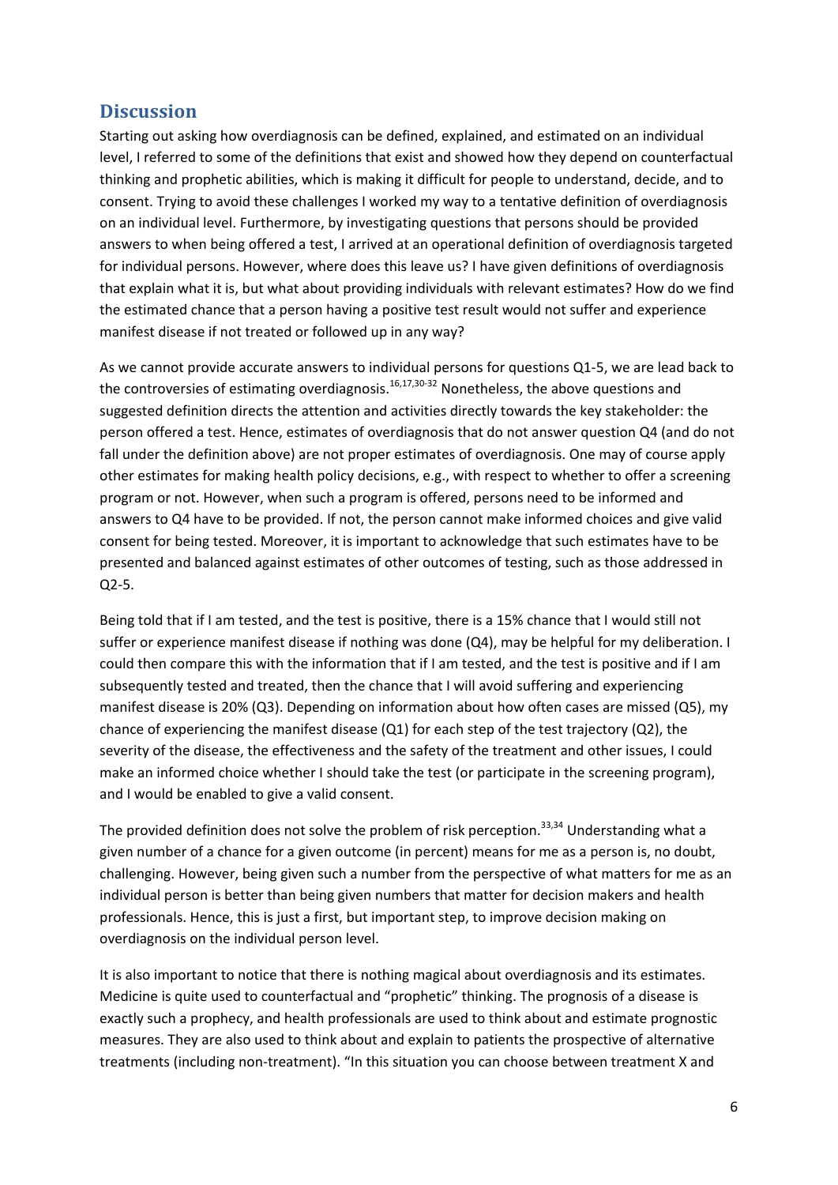## Discussion

Starting out asking how overdiagnosis can be defined, explained, and estimated on an individual level, I referred to some of the definitions that exist and showed how they depend on counterfactual thinking and prophetic abilities, which is making it difficult for people to understand, decide, and to consent. Trying to avoid these challenges I worked my way to a tentative definition of overdiagnosis on an individual level. Furthermore, by investigating questions that persons should be provided answers to when being offered a test, I arrived at an operational definition of overdiagnosis targeted for individual persons. However, where does this leave us? I have given definitions of overdiagnosis that explain what it is, but what about providing individuals with relevant estimates? How do we find the estimated chance that a person having a positive test result would not suffer and experience manifest disease if not treated or followed up in any way?

As we cannot provide accurate answers to individual persons for questions Q1-5, we are lead back to the controversies of estimating overdiagnosis.[16,17,30-32] Nonetheless, the above questions and suggested definition directs the attention and activities directly towards the key stakeholder: the person offered a test. Hence, estimates of overdiagnosis that do not answer question Q4 (and do not fall under the definition above) are not proper estimates of overdiagnosis. One may of course apply other estimates for making health policy decisions, e.g., with respect to whether to offer a screening program or not. However, when such a program is offered, persons need to be informed and answers to Q4 have to be provided. If not, the person cannot make informed choices and give valid consent for being tested. Moreover, it is important to acknowledge that such estimates have to be presented and balanced against estimates of other outcomes of testing, such as those addressed in Q2-5.

Being told that if I am tested, and the test is positive, there is a 15% chance that I would still not suffer or experience manifest disease if nothing was done (Q4), may be helpful for my deliberation. I could then compare this with the information that if I am tested, and the test is positive and if I am subsequently tested and treated, then the chance that I will avoid suffering and experiencing manifest disease is 20% (Q3). Depending on information about how often cases are missed (Q5), my chance of experiencing the manifest disease (Q1) for each step of the test trajectory (Q2), the severity of the disease, the effectiveness and the safety of the treatment and other issues, I could make an informed choice whether I should take the test (or participate in the screening program), and I would be enabled to give a valid consent.

The provided definition does not solve the problem of risk perception.[33,34] Understanding what a given number of a chance for a given outcome (in percent) means for me as a person is, no doubt, challenging. However, being given such a number from the perspective of what matters for me as an individual person is better than being given numbers that matter for decision makers and health professionals. Hence, this is just a first, but important step, to improve decision making on overdiagnosis on the individual person level.

It is also important to notice that there is nothing magical about overdiagnosis and its estimates. Medicine is quite used to counterfactual and "prophetic" thinking. The prognosis of a disease is exactly such a prophecy, and health professionals are used to think about and estimate prognostic measures. They are also used to think about and explain to patients the prospective of alternative treatments (including non-treatment). "In this situation you can choose between treatment X and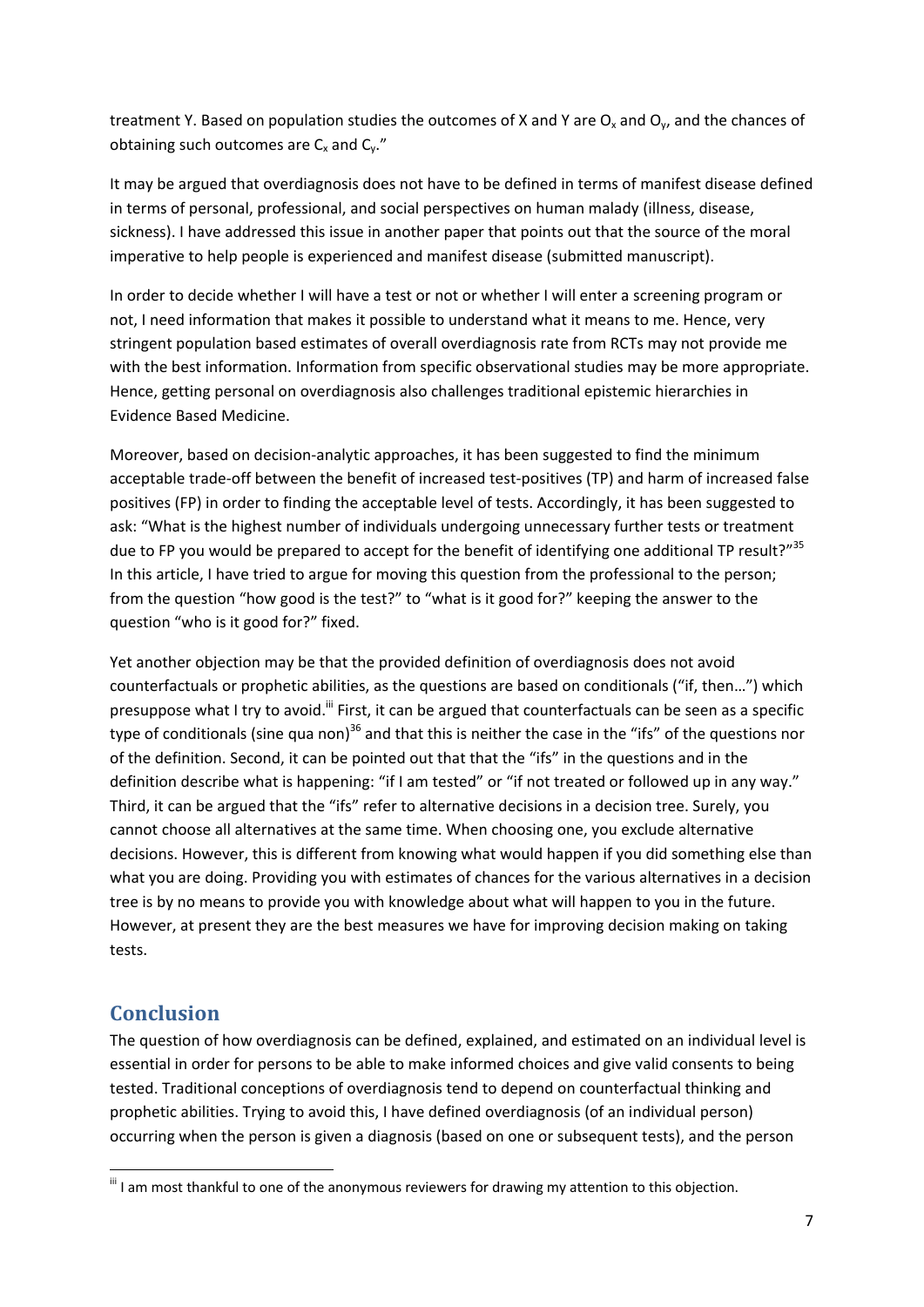treatment Y. Based on population studies the outcomes of X and Y are $O_x$ and $O_y$, and the chances of obtaining such outcomes are $C_x$ and $C_y$."

It may be argued that overdiagnosis does not have to be defined in terms of manifest disease defined in terms of personal, professional, and social perspectives on human malady (illness, disease, sickness). I have addressed this issue in another paper that points out that the source of the moral imperative to help people is experienced and manifest disease (submitted manuscript).

In order to decide whether I will have a test or not or whether I will enter a screening program or not, I need information that makes it possible to understand what it means to me. Hence, very stringent population based estimates of overall overdiagnosis rate from RCTs may not provide me with the best information. Information from specific observational studies may be more appropriate. Hence, getting personal on overdiagnosis also challenges traditional epistemic hierarchies in Evidence Based Medicine.

Moreover, based on decision-analytic approaches, it has been suggested to find the minimum acceptable trade-off between the benefit of increased test-positives (TP) and harm of increased false positives (FP) in order to finding the acceptable level of tests. Accordingly, it has been suggested to ask: "What is the highest number of individuals undergoing unnecessary further tests or treatment due to FP you would be prepared to accept for the benefit of identifying one additional TP result?"[35] In this article, I have tried to argue for moving this question from the professional to the person; from the question "how good is the test?" to "what is it good for?" keeping the answer to the question "who is it good for?" fixed.

Yet another objection may be that the provided definition of overdiagnosis does not avoid counterfactuals or prophetic abilities, as the questions are based on conditionals ("if, then…") which presuppose what I try to avoid.[iii] First, it can be argued that counterfactuals can be seen as a specific type of conditionals (sine qua non)[36] and that this is neither the case in the "ifs" of the questions nor of the definition. Second, it can be pointed out that that the "ifs" in the questions and in the definition describe what is happening: "if I am tested" or "if not treated or followed up in any way." Third, it can be argued that the "ifs" refer to alternative decisions in a decision tree. Surely, you cannot choose all alternatives at the same time. When choosing one, you exclude alternative decisions. However, this is different from knowing what would happen if you did something else than what you are doing. Providing you with estimates of chances for the various alternatives in a decision tree is by no means to provide you with knowledge about what will happen to you in the future. However, at present they are the best measures we have for improving decision making on taking tests.

## Conclusion

The question of how overdiagnosis can be defined, explained, and estimated on an individual level is essential in order for persons to be able to make informed choices and give valid consents to being tested. Traditional conceptions of overdiagnosis tend to depend on counterfactual thinking and prophetic abilities. Trying to avoid this, I have defined overdiagnosis (of an individual person) occurring when the person is given a diagnosis (based on one or subsequent tests), and the person

[iii] I am most thankful to one of the anonymous reviewers for drawing my attention to this objection.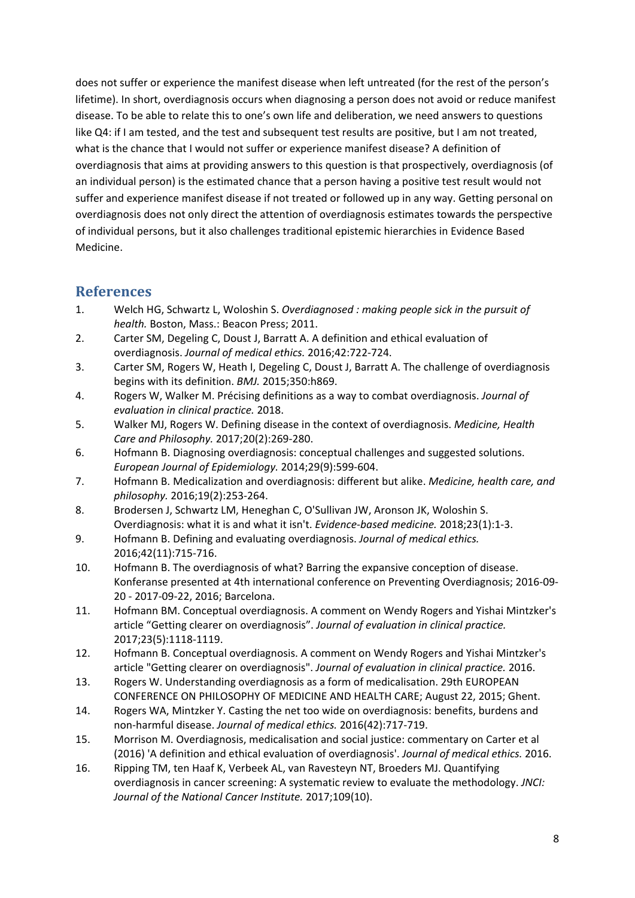does not suffer or experience the manifest disease when left untreated (for the rest of the person's lifetime). In short, overdiagnosis occurs when diagnosing a person does not avoid or reduce manifest disease. To be able to relate this to one's own life and deliberation, we need answers to questions like Q4: if I am tested, and the test and subsequent test results are positive, but I am not treated, what is the chance that I would not suffer or experience manifest disease? A definition of overdiagnosis that aims at providing answers to this question is that prospectively, overdiagnosis (of an individual person) is the estimated chance that a person having a positive test result would not suffer and experience manifest disease if not treated or followed up in any way. Getting personal on overdiagnosis does not only direct the attention of overdiagnosis estimates towards the perspective of individual persons, but it also challenges traditional epistemic hierarchies in Evidence Based Medicine.

## References

1. Welch HG, Schwartz L, Woloshin S. *Overdiagnosed : making people sick in the pursuit of health.* Boston, Mass.: Beacon Press; 2011.
2. Carter SM, Degeling C, Doust J, Barratt A. A definition and ethical evaluation of overdiagnosis. *Journal of medical ethics.* 2016;42:722-724.
3. Carter SM, Rogers W, Heath I, Degeling C, Doust J, Barratt A. The challenge of overdiagnosis begins with its definition. *BMJ.* 2015;350:h869.
4. Rogers W, Walker M. Précising definitions as a way to combat overdiagnosis. *Journal of evaluation in clinical practice.* 2018.
5. Walker MJ, Rogers W. Defining disease in the context of overdiagnosis. *Medicine, Health Care and Philosophy.* 2017;20(2):269-280.
6. Hofmann B. Diagnosing overdiagnosis: conceptual challenges and suggested solutions. *European Journal of Epidemiology.* 2014;29(9):599-604.
7. Hofmann B. Medicalization and overdiagnosis: different but alike. *Medicine, health care, and philosophy.* 2016;19(2):253-264.
8. Brodersen J, Schwartz LM, Heneghan C, O'Sullivan JW, Aronson JK, Woloshin S. Overdiagnosis: what it is and what it isn't. *Evidence-based medicine.* 2018;23(1):1-3.
9. Hofmann B. Defining and evaluating overdiagnosis. *Journal of medical ethics.* 2016;42(11):715-716.
10. Hofmann B. The overdiagnosis of what? Barring the expansive conception of disease. Konferanse presented at 4th international conference on Preventing Overdiagnosis; 2016-09-20 - 2017-09-22, 2016; Barcelona.
11. Hofmann BM. Conceptual overdiagnosis. A comment on Wendy Rogers and Yishai Mintzker's article "Getting clearer on overdiagnosis". *Journal of evaluation in clinical practice.* 2017;23(5):1118-1119.
12. Hofmann B. Conceptual overdiagnosis. A comment on Wendy Rogers and Yishai Mintzker's article "Getting clearer on overdiagnosis". *Journal of evaluation in clinical practice.* 2016.
13. Rogers W. Understanding overdiagnosis as a form of medicalisation. 29th EUROPEAN CONFERENCE ON PHILOSOPHY OF MEDICINE AND HEALTH CARE; August 22, 2015; Ghent.
14. Rogers WA, Mintzker Y. Casting the net too wide on overdiagnosis: benefits, burdens and non-harmful disease. *Journal of medical ethics.* 2016(42):717-719.
15. Morrison M. Overdiagnosis, medicalisation and social justice: commentary on Carter et al (2016) 'A definition and ethical evaluation of overdiagnosis'. *Journal of medical ethics.* 2016.
16. Ripping TM, ten Haaf K, Verbeek AL, van Ravesteyn NT, Broeders MJ. Quantifying overdiagnosis in cancer screening: A systematic review to evaluate the methodology. *JNCI: Journal of the National Cancer Institute.* 2017;109(10).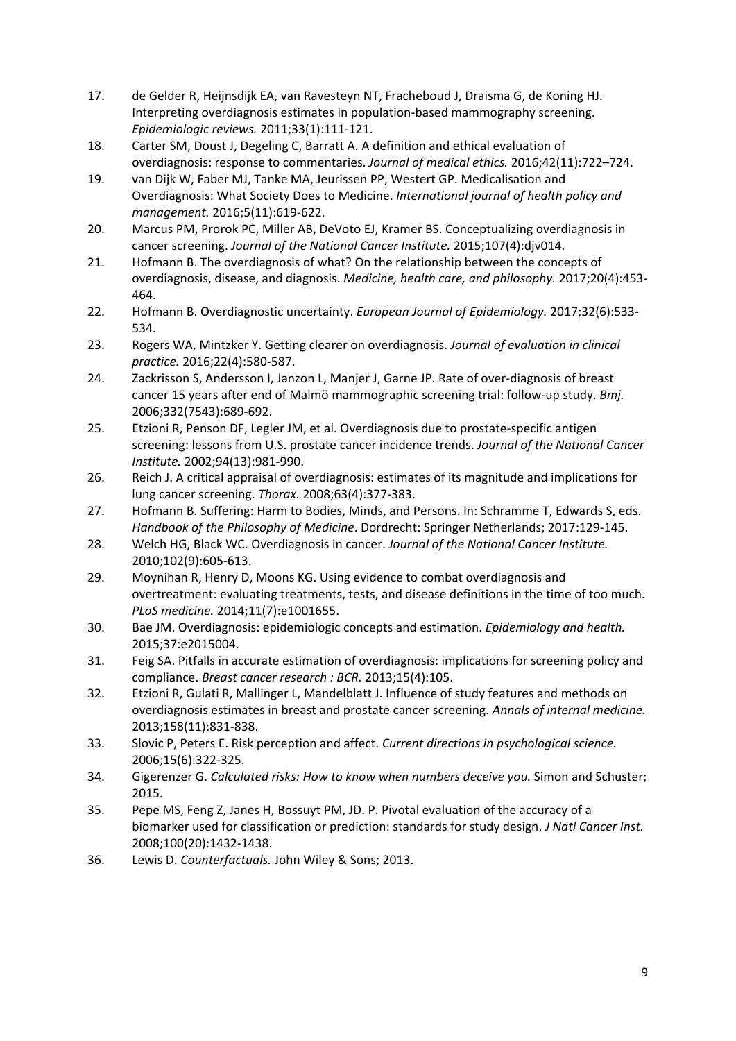17. de Gelder R, Heijnsdijk EA, van Ravesteyn NT, Fracheboud J, Draisma G, de Koning HJ. Interpreting overdiagnosis estimates in population-based mammography screening. *Epidemiologic reviews.* 2011;33(1):111-121.
18. Carter SM, Doust J, Degeling C, Barratt A. A definition and ethical evaluation of overdiagnosis: response to commentaries. *Journal of medical ethics.* 2016;42(11):722–724.
19. van Dijk W, Faber MJ, Tanke MA, Jeurissen PP, Westert GP. Medicalisation and Overdiagnosis: What Society Does to Medicine. *International journal of health policy and management.* 2016;5(11):619-622.
20. Marcus PM, Prorok PC, Miller AB, DeVoto EJ, Kramer BS. Conceptualizing overdiagnosis in cancer screening. *Journal of the National Cancer Institute.* 2015;107(4):djv014.
21. Hofmann B. The overdiagnosis of what? On the relationship between the concepts of overdiagnosis, disease, and diagnosis. *Medicine, health care, and philosophy.* 2017;20(4):453-464.
22. Hofmann B. Overdiagnostic uncertainty. *European Journal of Epidemiology.* 2017;32(6):533-534.
23. Rogers WA, Mintzker Y. Getting clearer on overdiagnosis. *Journal of evaluation in clinical practice.* 2016;22(4):580-587.
24. Zackrisson S, Andersson I, Janzon L, Manjer J, Garne JP. Rate of over-diagnosis of breast cancer 15 years after end of Malmö mammographic screening trial: follow-up study. *Bmj.* 2006;332(7543):689-692.
25. Etzioni R, Penson DF, Legler JM, et al. Overdiagnosis due to prostate-specific antigen screening: lessons from U.S. prostate cancer incidence trends. *Journal of the National Cancer Institute.* 2002;94(13):981-990.
26. Reich J. A critical appraisal of overdiagnosis: estimates of its magnitude and implications for lung cancer screening. *Thorax.* 2008;63(4):377-383.
27. Hofmann B. Suffering: Harm to Bodies, Minds, and Persons. In: Schramme T, Edwards S, eds. *Handbook of the Philosophy of Medicine*. Dordrecht: Springer Netherlands; 2017:129-145.
28. Welch HG, Black WC. Overdiagnosis in cancer. *Journal of the National Cancer Institute.* 2010;102(9):605-613.
29. Moynihan R, Henry D, Moons KG. Using evidence to combat overdiagnosis and overtreatment: evaluating treatments, tests, and disease definitions in the time of too much. *PLoS medicine.* 2014;11(7):e1001655.
30. Bae JM. Overdiagnosis: epidemiologic concepts and estimation. *Epidemiology and health.* 2015;37:e2015004.
31. Feig SA. Pitfalls in accurate estimation of overdiagnosis: implications for screening policy and compliance. *Breast cancer research : BCR.* 2013;15(4):105.
32. Etzioni R, Gulati R, Mallinger L, Mandelblatt J. Influence of study features and methods on overdiagnosis estimates in breast and prostate cancer screening. *Annals of internal medicine.* 2013;158(11):831-838.
33. Slovic P, Peters E. Risk perception and affect. *Current directions in psychological science.* 2006;15(6):322-325.
34. Gigerenzer G. *Calculated risks: How to know when numbers deceive you.* Simon and Schuster; 2015.
35. Pepe MS, Feng Z, Janes H, Bossuyt PM, JD. P. Pivotal evaluation of the accuracy of a biomarker used for classification or prediction: standards for study design. *J Natl Cancer Inst.* 2008;100(20):1432-1438.
36. Lewis D. *Counterfactuals.* John Wiley & Sons; 2013.